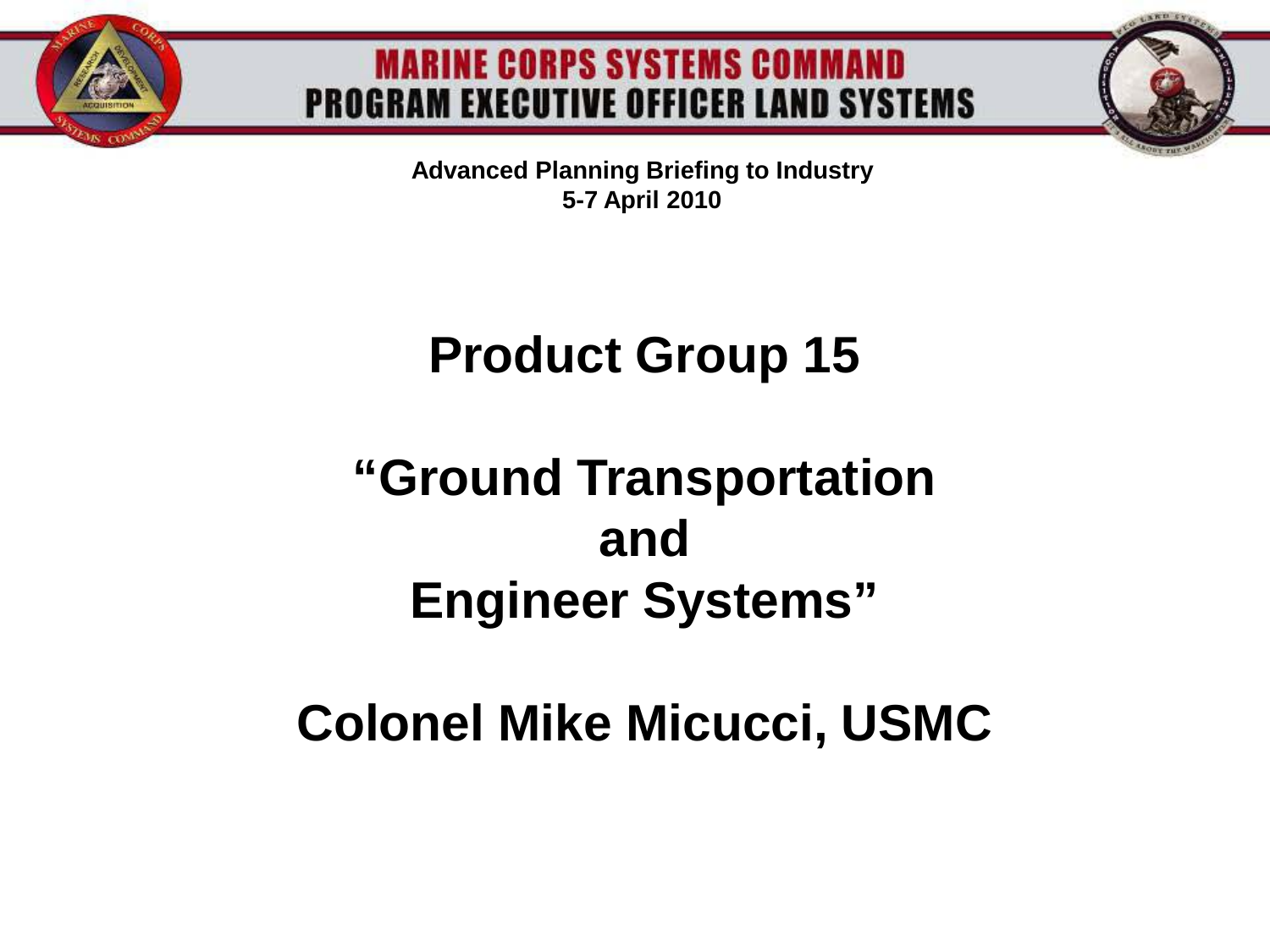# MARINE CORPS SYSTEMS COMMAND
# PROGRAM EXECUTIVE OFFICER LAND SYSTEMS

**Advanced Planning Briefing to Industry**
**5-7 April 2010**

## Product Group 15

## "Ground Transportation and Engineer Systems"

## Colonel Mike Micucci, USMC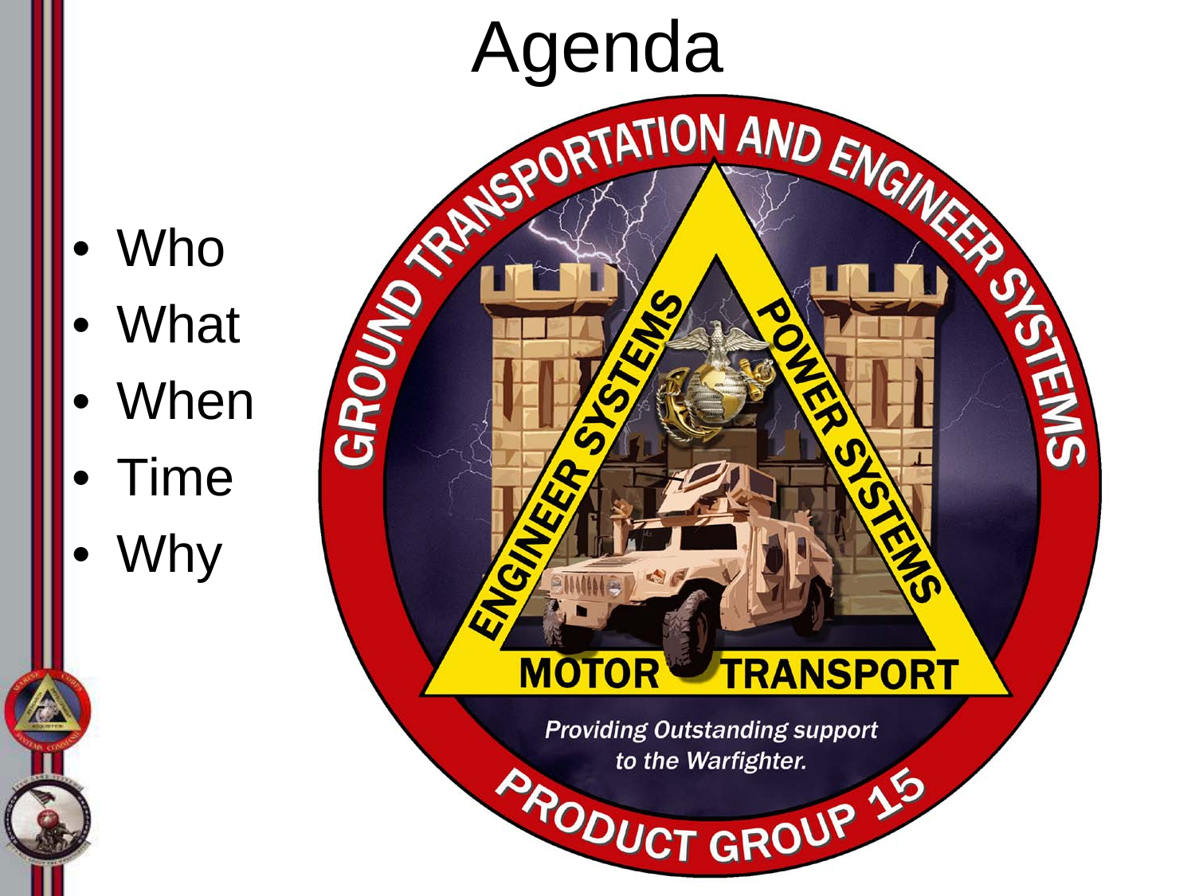# Agenda

- Who
- What
- When
- Time
- Why

GROUND TRANSPORTATION AND ENGINEER SYSTEMS

ENGINEER SYSTEMS

POWER SYSTEMS

MOTOR TRANSPORT

*Providing Outstanding support to the Warfighter.*

PRODUCT GROUP 15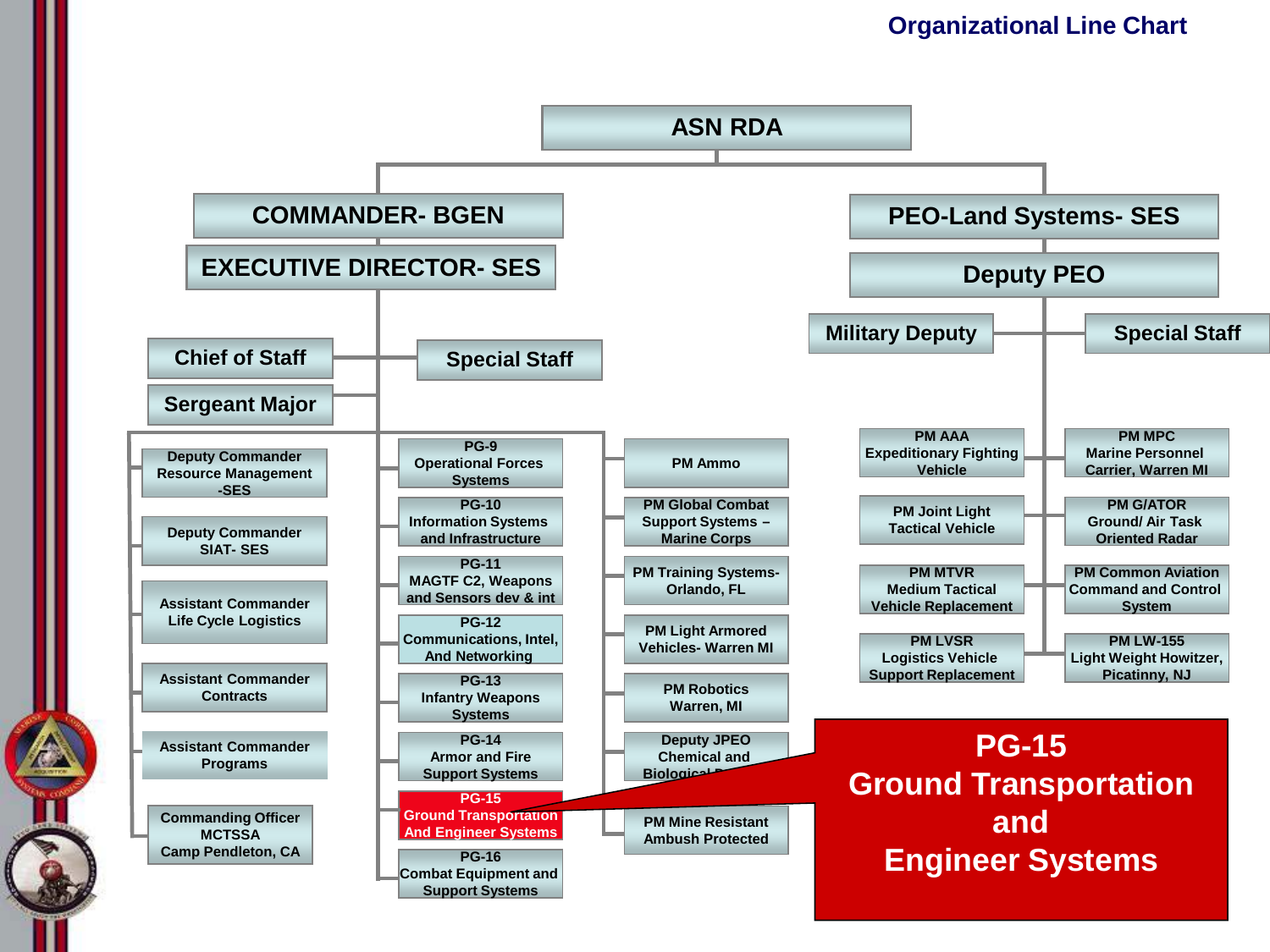# Organizational Line Chart

- **ASN RDA**
  - **COMMANDER- BGEN**
    - **EXECUTIVE DIRECTOR- SES**
      - Chief of Staff
      - Special Staff
      - Sergeant Major
      - Deputy Commander Resource Management -SES
      - Deputy Commander SIAT- SES
      - Assistant Commander Life Cycle Logistics
      - Assistant Commander Contracts
      - Assistant Commander Programs
      - Commanding Officer MCTSSA Camp Pendleton, CA
      - PG-9 Operational Forces Systems
      - PG-10 Information Systems and Infrastructure
      - PG-11 MAGTF C2, Weapons and Sensors dev & int
      - PG-12 Communications, Intel, And Networking
      - PG-13 Infantry Weapons Systems
      - PG-14 Armor and Fire Support Systems
      - PG-15 Ground Transportation And Engineer Systems
      - PG-16 Combat Equipment and Support Systems
      - PM Ammo
      - PM Global Combat Support Systems – Marine Corps
      - PM Training Systems- Orlando, FL
      - PM Light Armored Vehicles- Warren MI
      - PM Robotics Warren, MI
      - Deputy JPEO Chemical and Biological D...
      - PM Mine Resistant Ambush Protected
  - **PEO-Land Systems- SES**
    - **Deputy PEO**
      - Military Deputy
      - Special Staff
      - PM AAA Expeditionary Fighting Vehicle
      - PM Joint Light Tactical Vehicle
      - PM MTVR Medium Tactical Vehicle Replacement
      - PM LVSR Logistics Vehicle Support Replacement
      - PM MPC Marine Personnel Carrier, Warren MI
      - PM G/ATOR Ground/ Air Task Oriented Radar
      - PM Common Aviation Command and Control System
      - PM LW-155 Light Weight Howitzer, Picatinny, NJ

**PG-15 Ground Transportation and Engineer Systems**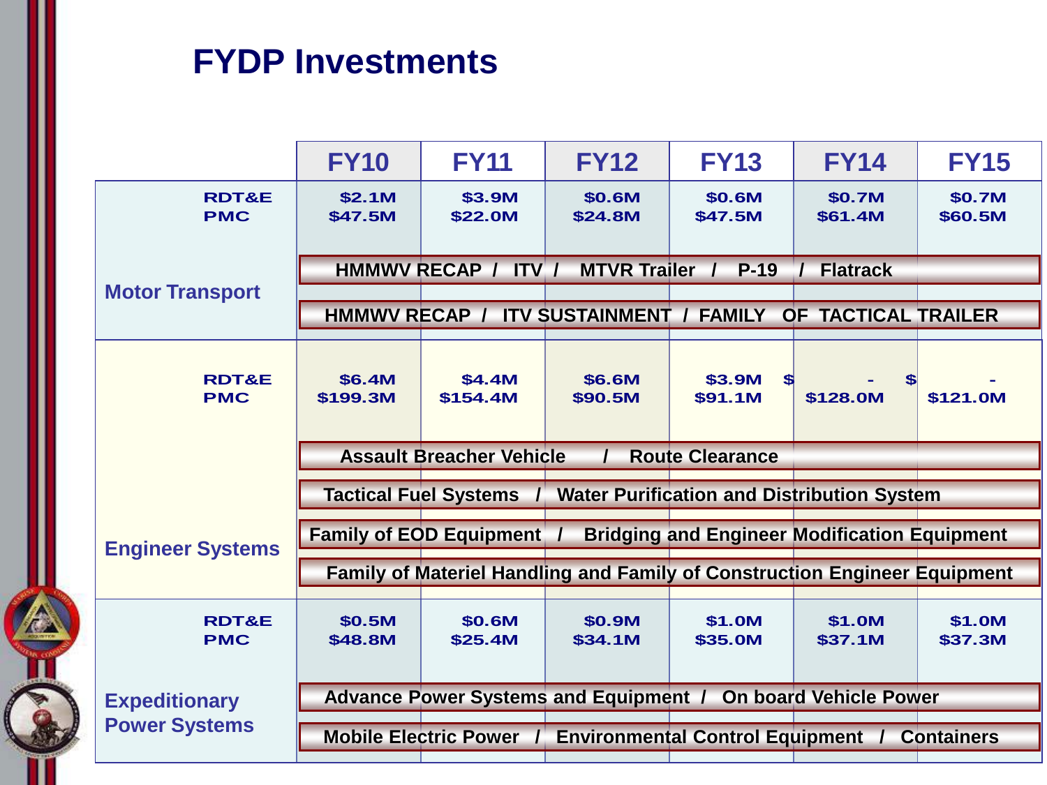# FYDP Investments

| | | FY10 | FY11 | FY12 | FY13 | FY14 | FY15 |
|---|---|---|---|---|---|---|---|
| Motor Transport | RDT&E | $2.1M | $3.9M | $0.6M | $0.6M | $0.7M | $0.7M |
| | PMC | $47.5M | $22.0M | $24.8M | $47.5M | $61.4M | $60.5M |
| | | HMMWV RECAP / ITV / MTVR Trailer / P-19 / Flatrack | | | | | |
| | | HMMWV RECAP / ITV SUSTAINMENT / FAMILY OF TACTICAL TRAILER | | | | | |
| Engineer Systems | RDT&E | $6.4M | $4.4M | $6.6M | $3.9M | $ - | $ - |
| | PMC | $199.3M | $154.4M | $90.5M | $91.1M | $128.0M | $121.0M |
| | | Assault Breacher Vehicle / Route Clearance | | | | | |
| | | Tactical Fuel Systems / Water Purification and Distribution System | | | | | |
| | | Family of EOD Equipment / Bridging and Engineer Modification Equipment | | | | | |
| | | Family of Materiel Handling and Family of Construction Engineer Equipment | | | | | |
| Expeditionary Power Systems | RDT&E | $0.5M | $0.6M | $0.9M | $1.0M | $1.0M | $1.0M |
| | PMC | $48.8M | $25.4M | $34.1M | $35.0M | $37.1M | $37.3M |
| | | Advance Power Systems and Equipment / On board Vehicle Power | | | | | |
| | | Mobile Electric Power / Environmental Control Equipment / Containers | | | | | |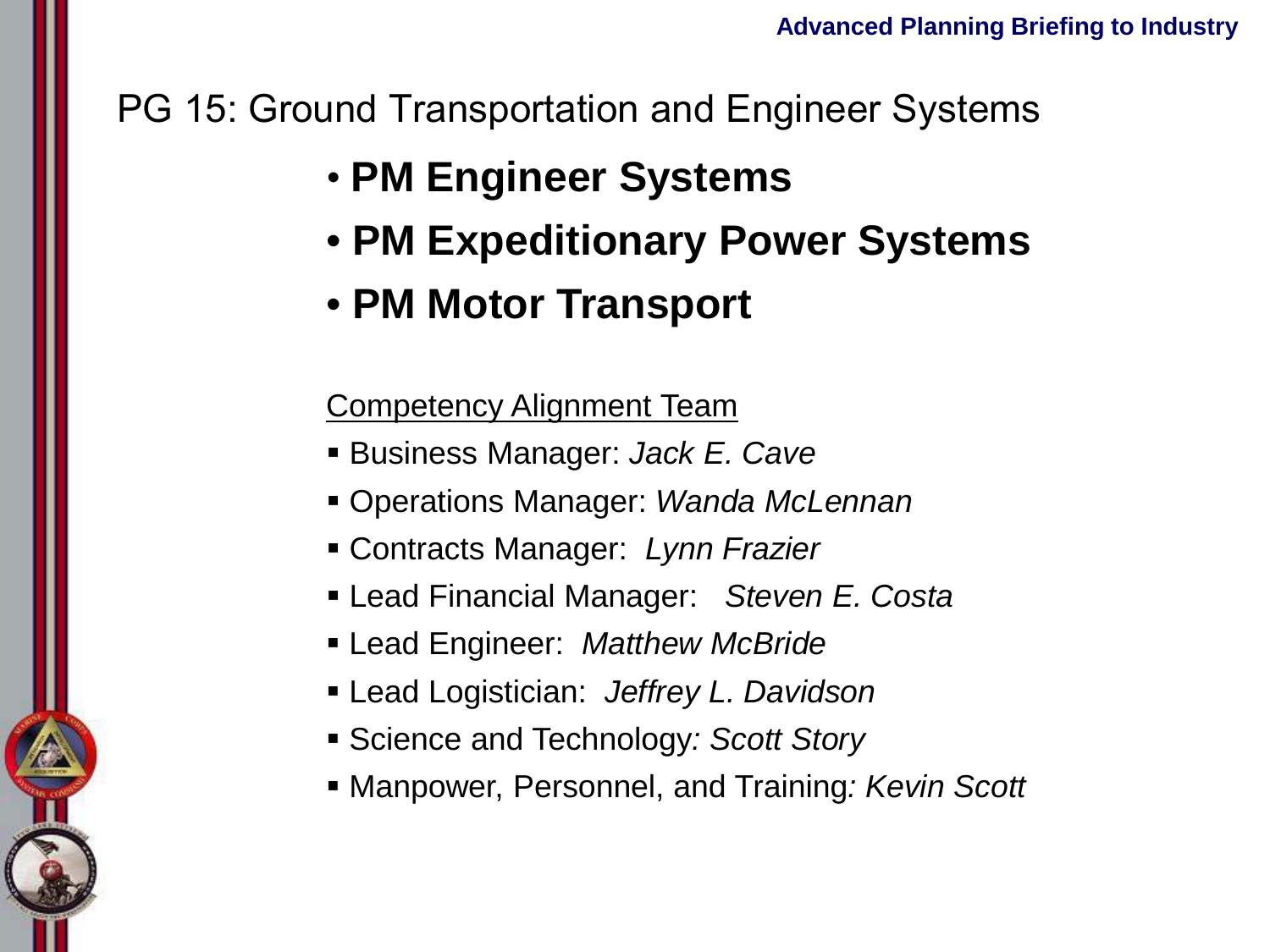# PG 15: Ground Transportation and Engineer Systems

- **PM Engineer Systems**
- **PM Expeditionary Power Systems**
- **PM Motor Transport**

<u>Competency Alignment Team</u>

- Business Manager: *Jack E. Cave*
- Operations Manager: *Wanda McLennan*
- Contracts Manager: *Lynn Frazier*
- Lead Financial Manager: *Steven E. Costa*
- Lead Engineer: *Matthew McBride*
- Lead Logistician: *Jeffrey L. Davidson*
- Science and Technology*: Scott Story*
- Manpower, Personnel, and Training*: Kevin Scott*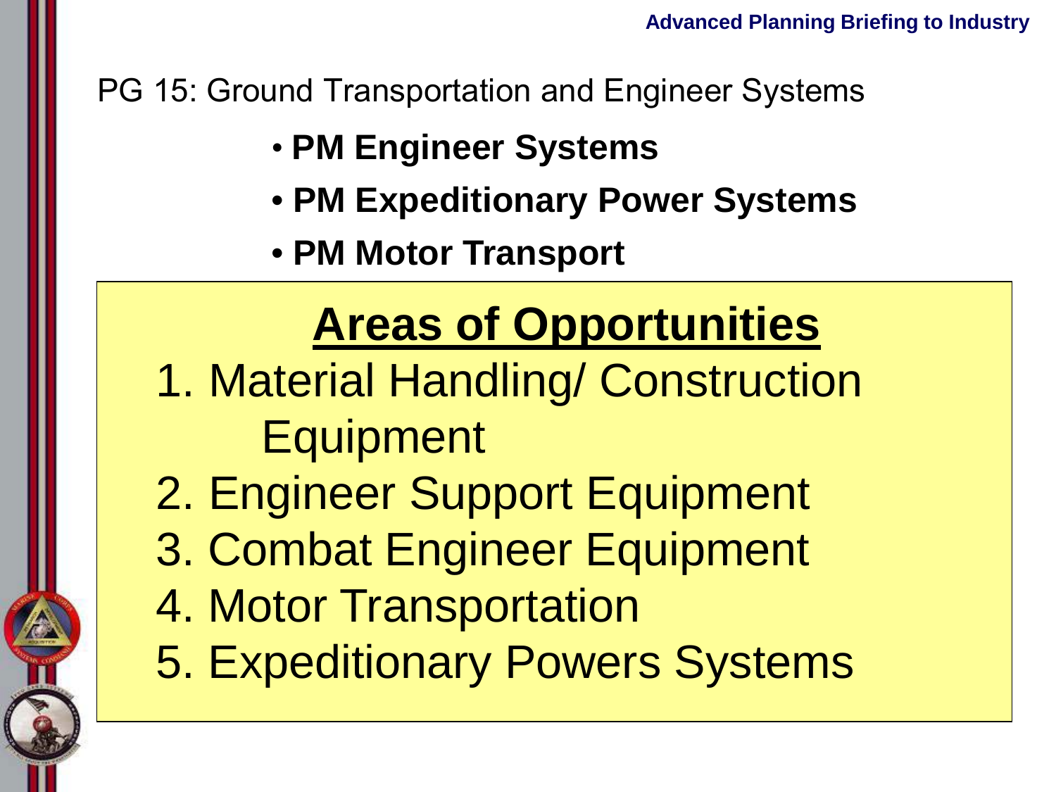PG 15: Ground Transportation and Engineer Systems

- **PM Engineer Systems**
- **PM Expeditionary Power Systems**
- **PM Motor Transport**

## Areas of Opportunities

1. Material Handling/ Construction Equipment
2. Engineer Support Equipment
3. Combat Engineer Equipment
4. Motor Transportation
5. Expeditionary Powers Systems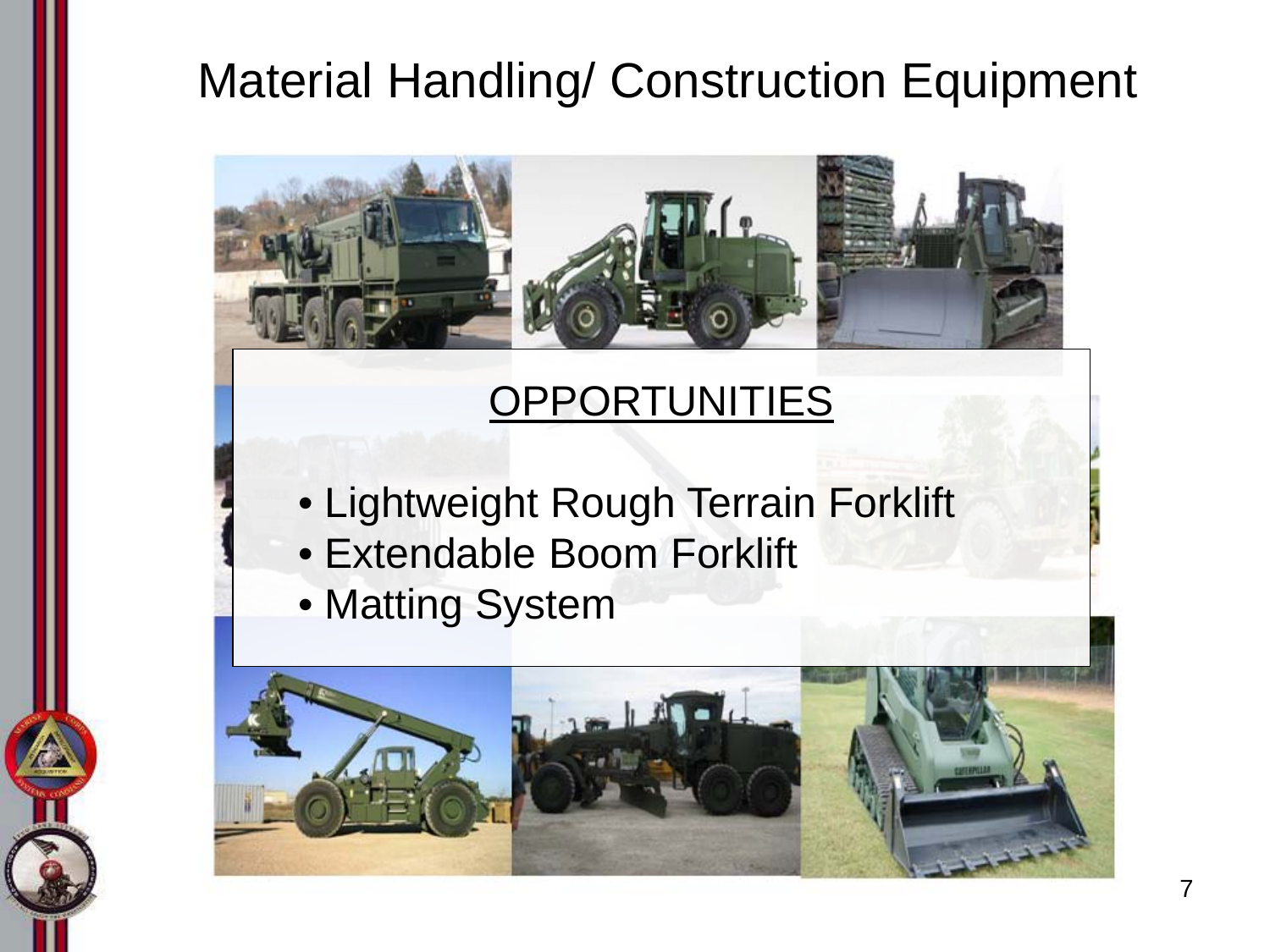# Material Handling/ Construction Equipment

## OPPORTUNITIES

- Lightweight Rough Terrain Forklift
- Extendable Boom Forklift
- Matting System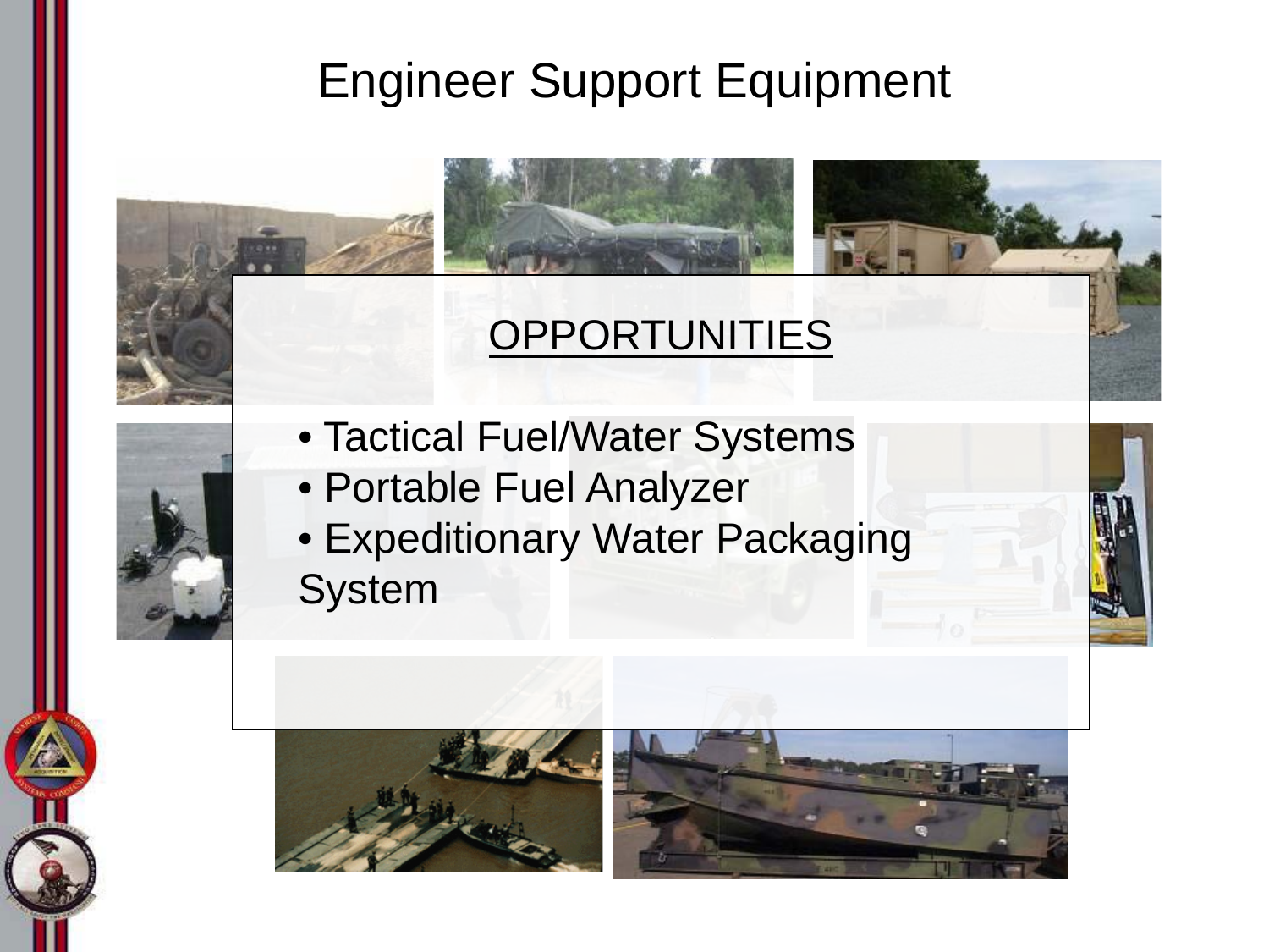# Engineer Support Equipment

## OPPORTUNITIES

- Tactical Fuel/Water Systems
- Portable Fuel Analyzer
- Expeditionary Water Packaging System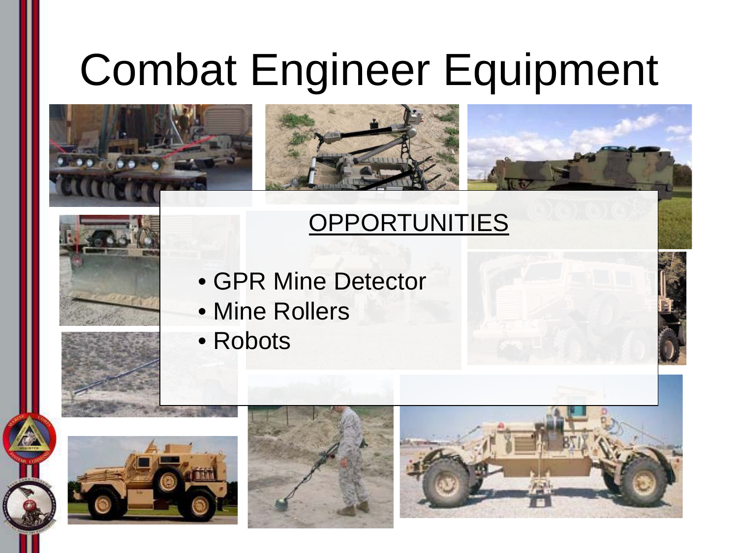# Combat Engineer Equipment

## OPPORTUNITIES

- GPR Mine Detector
- Mine Rollers
- Robots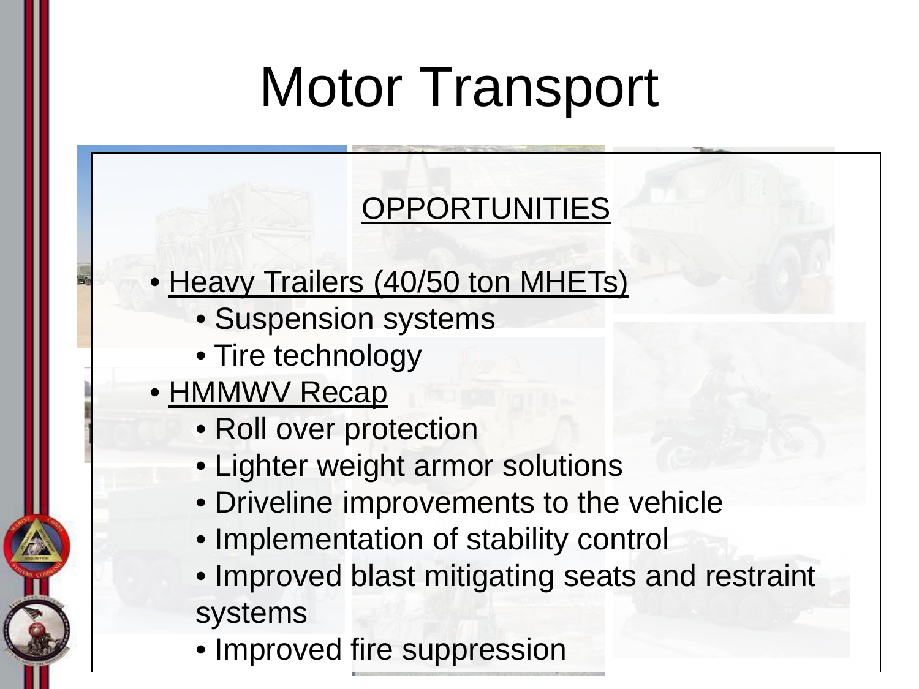# Motor Transport

## OPPORTUNITIES

- Heavy Trailers (40/50 ton MHETs)
  - Suspension systems
  - Tire technology
- HMMWV Recap
  - Roll over protection
  - Lighter weight armor solutions
  - Driveline improvements to the vehicle
  - Implementation of stability control
  - Improved blast mitigating seats and restraint systems
  - Improved fire suppression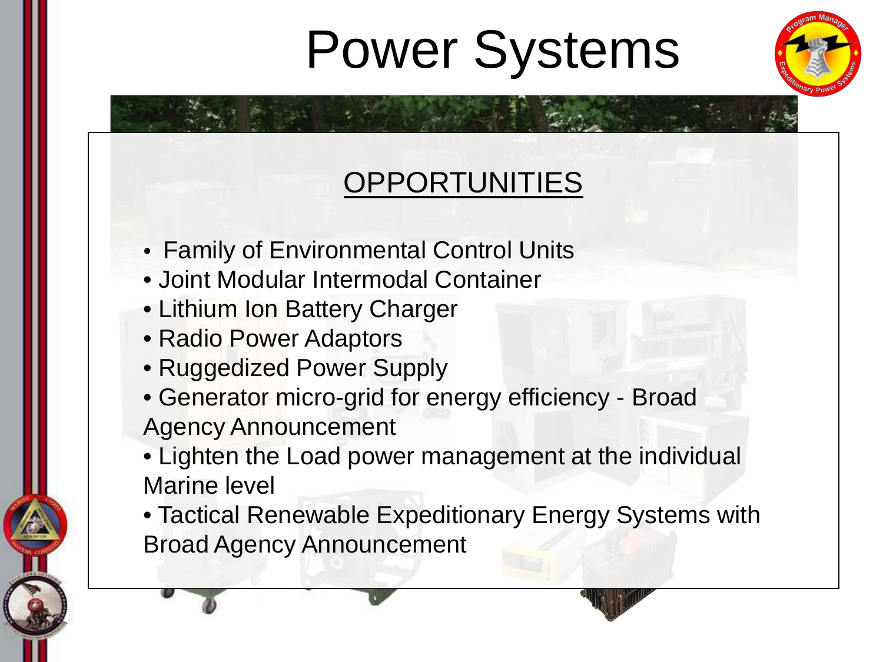# Power Systems

## OPPORTUNITIES

- Family of Environmental Control Units
- Joint Modular Intermodal Container
- Lithium Ion Battery Charger
- Radio Power Adaptors
- Ruggedized Power Supply
- Generator micro-grid for energy efficiency - Broad Agency Announcement
- Lighten the Load power management at the individual Marine level
- Tactical Renewable Expeditionary Energy Systems with Broad Agency Announcement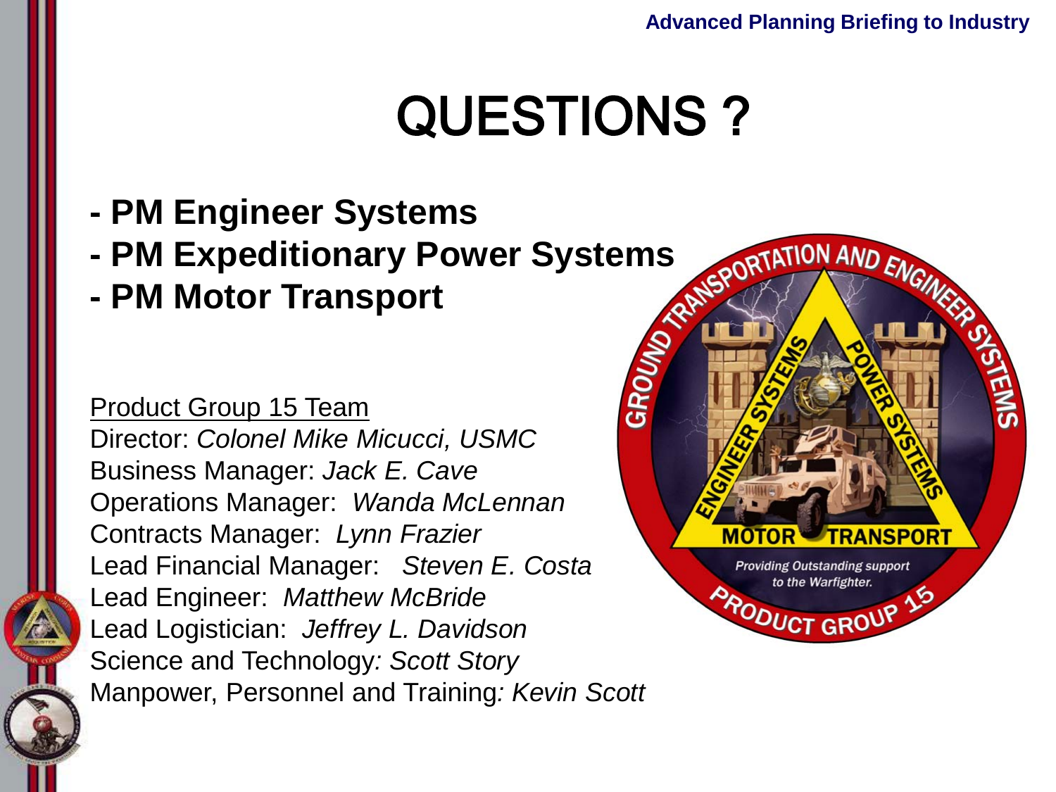# QUESTIONS ?

- **PM Engineer Systems**
- **PM Expeditionary Power Systems**
- **PM Motor Transport**

Product Group 15 Team

Director: *Colonel Mike Micucci, USMC*

Business Manager: *Jack E. Cave*

Operations Manager: *Wanda McLennan*

Contracts Manager: *Lynn Frazier*

Lead Financial Manager: *Steven E. Costa*

Lead Engineer: *Matthew McBride*

Lead Logistician: *Jeffrey L. Davidson*

Science and Technology*: Scott Story*

Manpower, Personnel and Training*: Kevin Scott*